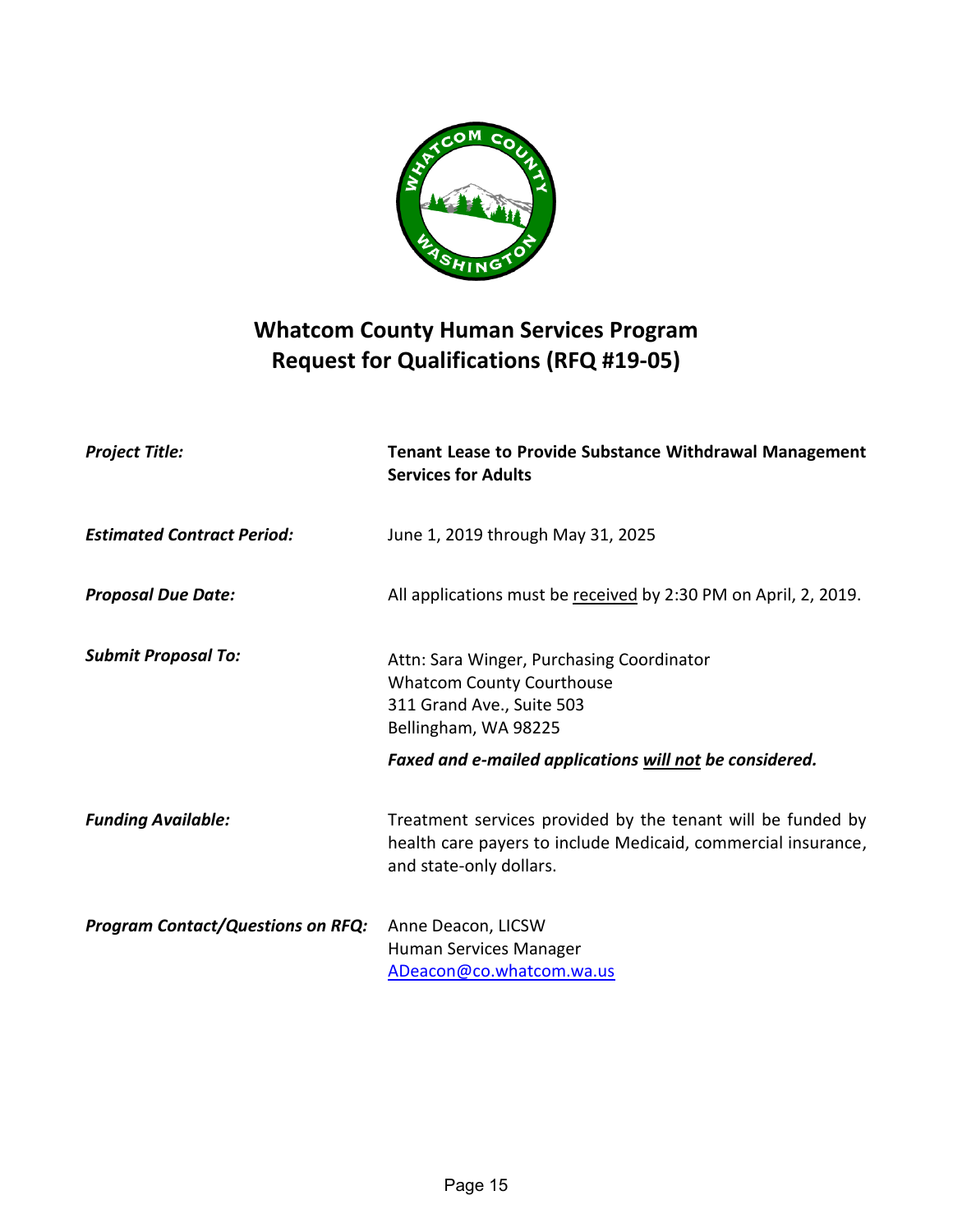# Whatcom County Human Services Program
# Request for Qualifications (RFQ #19-05)

| | |
|---|---|
| ***Project Title:*** | **Tenant Lease to Provide Substance Withdrawal Management Services for Adults** |
| ***Estimated Contract Period:*** | June 1, 2019 through May 31, 2025 |
| ***Proposal Due Date:*** | All applications must be received by 2:30 PM on April, 2, 2019. |
| ***Submit Proposal To:*** | Attn: Sara Winger, Purchasing Coordinator<br>Whatcom County Courthouse<br>311 Grand Ave., Suite 503<br>Bellingham, WA 98225<br><br>***Faxed and e-mailed applications will not be considered.*** |
| ***Funding Available:*** | Treatment services provided by the tenant will be funded by health care payers to include Medicaid, commercial insurance, and state-only dollars. |
| ***Program Contact/Questions on RFQ:*** | Anne Deacon, LICSW<br>Human Services Manager<br>ADeacon@co.whatcom.wa.us |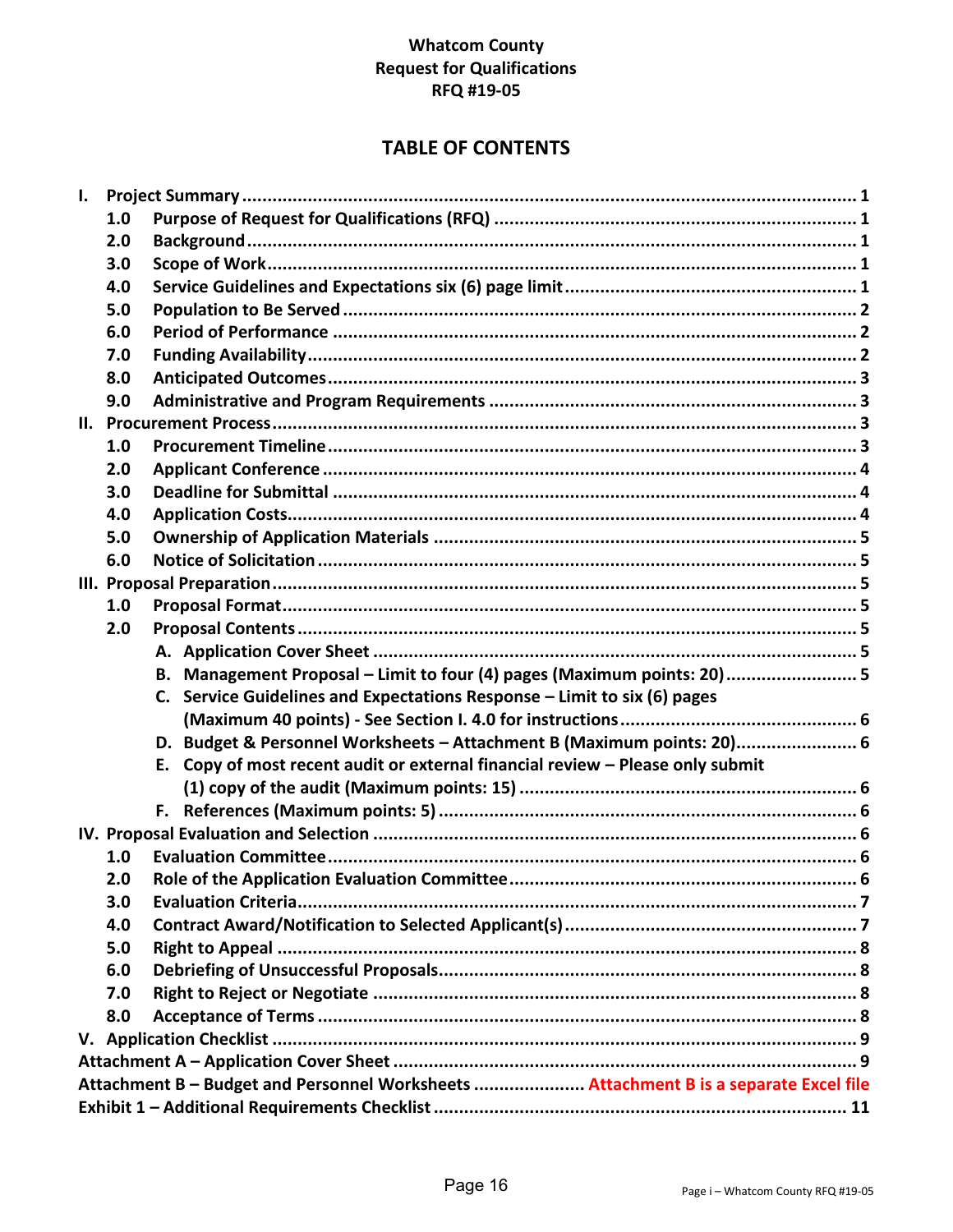**Whatcom County**
**Request for Qualifications**
**RFQ #19-05**

# TABLE OF CONTENTS

- **I. Project Summary** ........ 1
  - **1.0 Purpose of Request for Qualifications (RFQ)** ........ 1
  - **2.0 Background** ........ 1
  - **3.0 Scope of Work** ........ 1
  - **4.0 Service Guidelines and Expectations six (6) page limit** ........ 1
  - **5.0 Population to Be Served** ........ 2
  - **6.0 Period of Performance** ........ 2
  - **7.0 Funding Availability** ........ 2
  - **8.0 Anticipated Outcomes** ........ 3
  - **9.0 Administrative and Program Requirements** ........ 3
- **II. Procurement Process** ........ 3
  - **1.0 Procurement Timeline** ........ 3
  - **2.0 Applicant Conference** ........ 4
  - **3.0 Deadline for Submittal** ........ 4
  - **4.0 Application Costs** ........ 4
  - **5.0 Ownership of Application Materials** ........ 5
  - **6.0 Notice of Solicitation** ........ 5
- **III. Proposal Preparation** ........ 5
  - **1.0 Proposal Format** ........ 5
  - **2.0 Proposal Contents** ........ 5
    - **A. Application Cover Sheet** ........ 5
    - **B. Management Proposal – Limit to four (4) pages (Maximum points: 20)** ........ 5
    - **C. Service Guidelines and Expectations Response – Limit to six (6) pages (Maximum 40 points) - See Section I. 4.0 for instructions** ........ 6
    - **D. Budget & Personnel Worksheets – Attachment B (Maximum points: 20)** ........ 6
    - **E. Copy of most recent audit or external financial review – Please only submit (1) copy of the audit (Maximum points: 15)** ........ 6
    - **F. References (Maximum points: 5)** ........ 6
- **IV. Proposal Evaluation and Selection** ........ 6
  - **1.0 Evaluation Committee** ........ 6
  - **2.0 Role of the Application Evaluation Committee** ........ 6
  - **3.0 Evaluation Criteria** ........ 7
  - **4.0 Contract Award/Notification to Selected Applicant(s)** ........ 7
  - **5.0 Right to Appeal** ........ 8
  - **6.0 Debriefing of Unsuccessful Proposals** ........ 8
  - **7.0 Right to Reject or Negotiate** ........ 8
  - **8.0 Acceptance of Terms** ........ 8
- **V. Application Checklist** ........ 9
- **Attachment A – Application Cover Sheet** ........ 9
- **Attachment B – Budget and Personnel Worksheets** ........ **Attachment B is a separate Excel file**
- **Exhibit 1 – Additional Requirements Checklist** ........ 11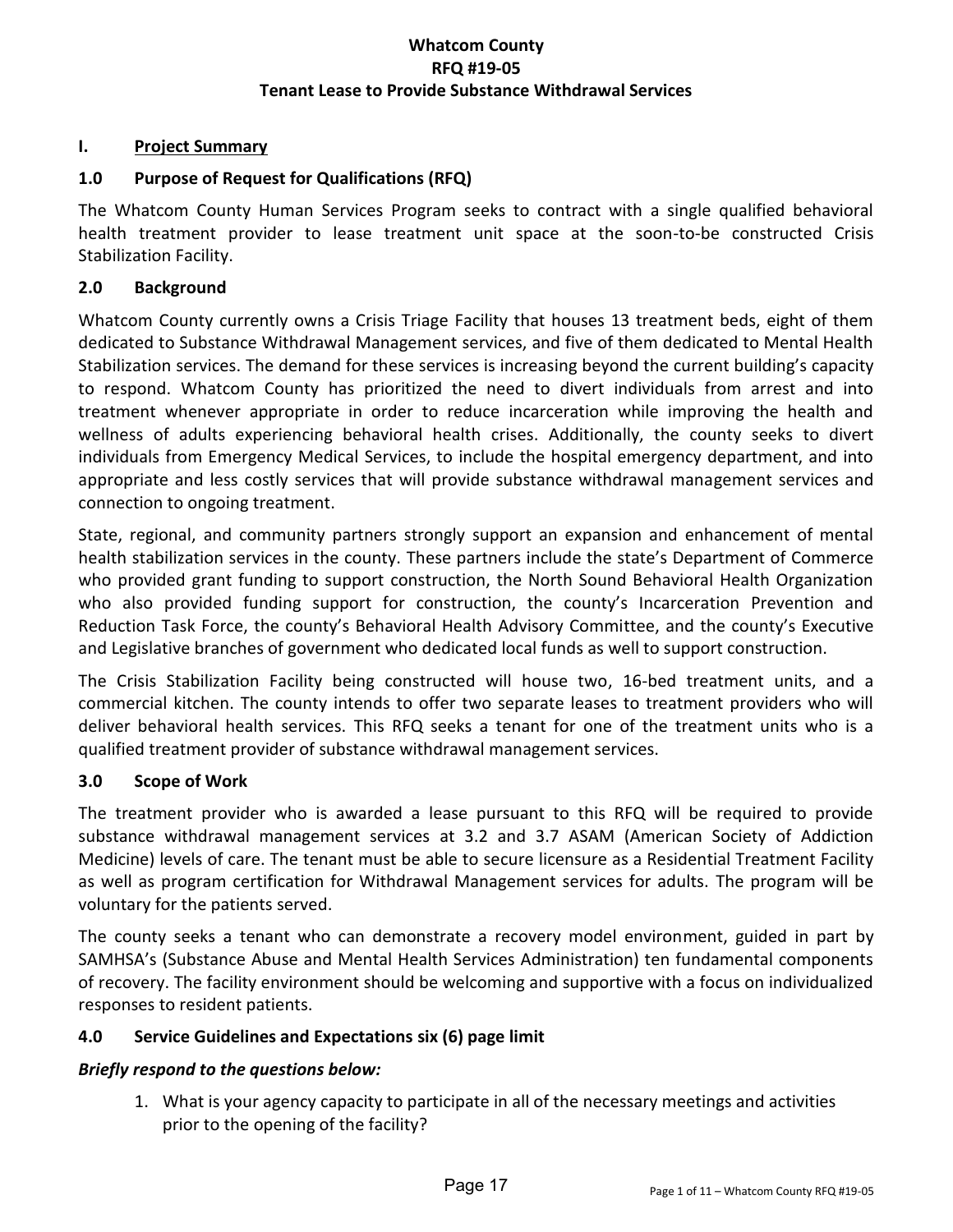**Whatcom County**
**RFQ #19-05**
**Tenant Lease to Provide Substance Withdrawal Services**

## I. Project Summary

### 1.0 Purpose of Request for Qualifications (RFQ)

The Whatcom County Human Services Program seeks to contract with a single qualified behavioral health treatment provider to lease treatment unit space at the soon-to-be constructed Crisis Stabilization Facility.

### 2.0 Background

Whatcom County currently owns a Crisis Triage Facility that houses 13 treatment beds, eight of them dedicated to Substance Withdrawal Management services, and five of them dedicated to Mental Health Stabilization services. The demand for these services is increasing beyond the current building's capacity to respond. Whatcom County has prioritized the need to divert individuals from arrest and into treatment whenever appropriate in order to reduce incarceration while improving the health and wellness of adults experiencing behavioral health crises. Additionally, the county seeks to divert individuals from Emergency Medical Services, to include the hospital emergency department, and into appropriate and less costly services that will provide substance withdrawal management services and connection to ongoing treatment.

State, regional, and community partners strongly support an expansion and enhancement of mental health stabilization services in the county. These partners include the state's Department of Commerce who provided grant funding to support construction, the North Sound Behavioral Health Organization who also provided funding support for construction, the county's Incarceration Prevention and Reduction Task Force, the county's Behavioral Health Advisory Committee, and the county's Executive and Legislative branches of government who dedicated local funds as well to support construction.

The Crisis Stabilization Facility being constructed will house two, 16-bed treatment units, and a commercial kitchen. The county intends to offer two separate leases to treatment providers who will deliver behavioral health services. This RFQ seeks a tenant for one of the treatment units who is a qualified treatment provider of substance withdrawal management services.

### 3.0 Scope of Work

The treatment provider who is awarded a lease pursuant to this RFQ will be required to provide substance withdrawal management services at 3.2 and 3.7 ASAM (American Society of Addiction Medicine) levels of care. The tenant must be able to secure licensure as a Residential Treatment Facility as well as program certification for Withdrawal Management services for adults. The program will be voluntary for the patients served.

The county seeks a tenant who can demonstrate a recovery model environment, guided in part by SAMHSA's (Substance Abuse and Mental Health Services Administration) ten fundamental components of recovery. The facility environment should be welcoming and supportive with a focus on individualized responses to resident patients.

### 4.0 Service Guidelines and Expectations six (6) page limit

***Briefly respond to the questions below:***

1. What is your agency capacity to participate in all of the necessary meetings and activities prior to the opening of the facility?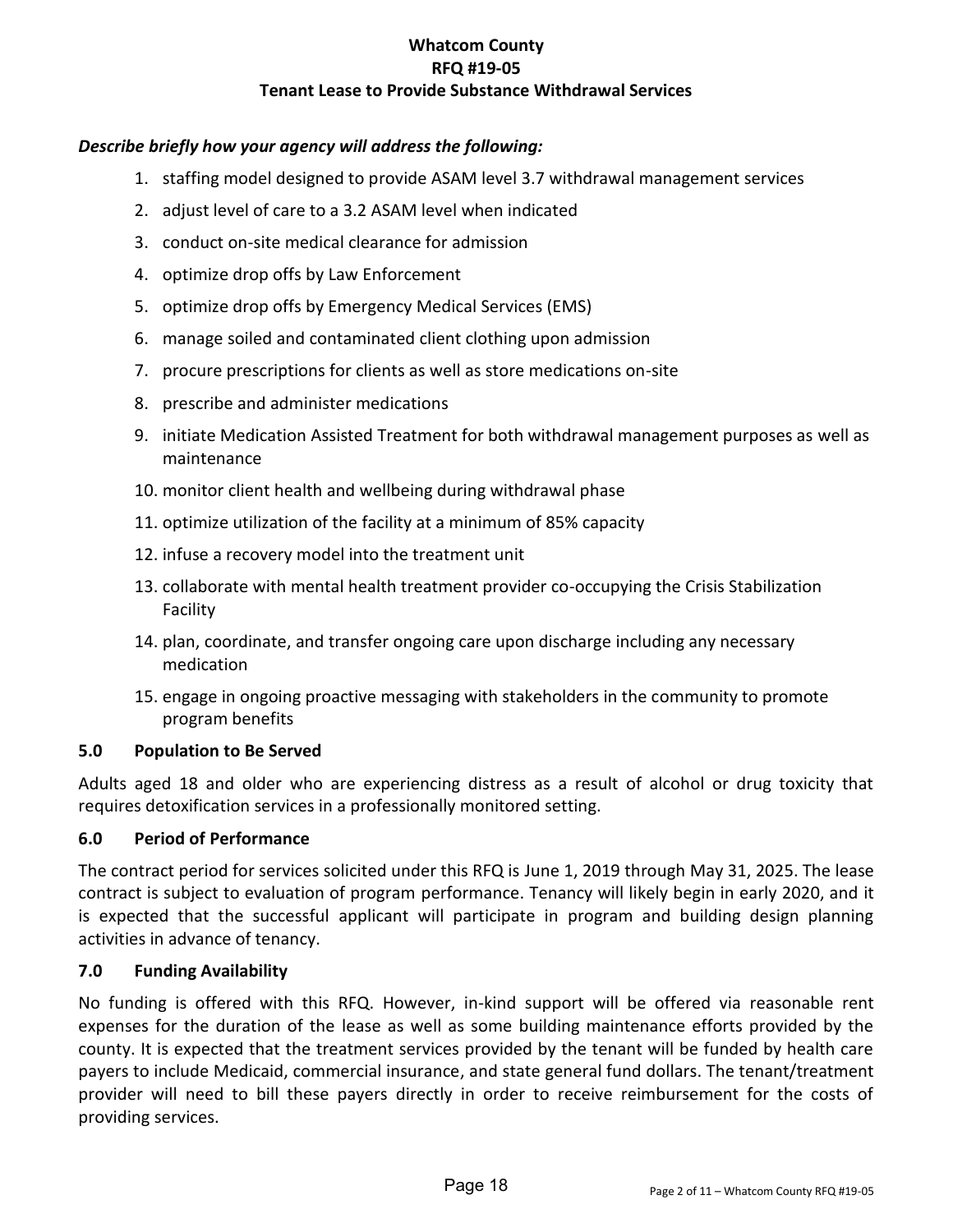***Describe briefly how your agency will address the following:***

1. staffing model designed to provide ASAM level 3.7 withdrawal management services
2. adjust level of care to a 3.2 ASAM level when indicated
3. conduct on-site medical clearance for admission
4. optimize drop offs by Law Enforcement
5. optimize drop offs by Emergency Medical Services (EMS)
6. manage soiled and contaminated client clothing upon admission
7. procure prescriptions for clients as well as store medications on-site
8. prescribe and administer medications
9. initiate Medication Assisted Treatment for both withdrawal management purposes as well as maintenance
10. monitor client health and wellbeing during withdrawal phase
11. optimize utilization of the facility at a minimum of 85% capacity
12. infuse a recovery model into the treatment unit
13. collaborate with mental health treatment provider co-occupying the Crisis Stabilization Facility
14. plan, coordinate, and transfer ongoing care upon discharge including any necessary medication
15. engage in ongoing proactive messaging with stakeholders in the community to promote program benefits

## 5.0 Population to Be Served

Adults aged 18 and older who are experiencing distress as a result of alcohol or drug toxicity that requires detoxification services in a professionally monitored setting.

## 6.0 Period of Performance

The contract period for services solicited under this RFQ is June 1, 2019 through May 31, 2025. The lease contract is subject to evaluation of program performance. Tenancy will likely begin in early 2020, and it is expected that the successful applicant will participate in program and building design planning activities in advance of tenancy.

## 7.0 Funding Availability

No funding is offered with this RFQ. However, in-kind support will be offered via reasonable rent expenses for the duration of the lease as well as some building maintenance efforts provided by the county. It is expected that the treatment services provided by the tenant will be funded by health care payers to include Medicaid, commercial insurance, and state general fund dollars. The tenant/treatment provider will need to bill these payers directly in order to receive reimbursement for the costs of providing services.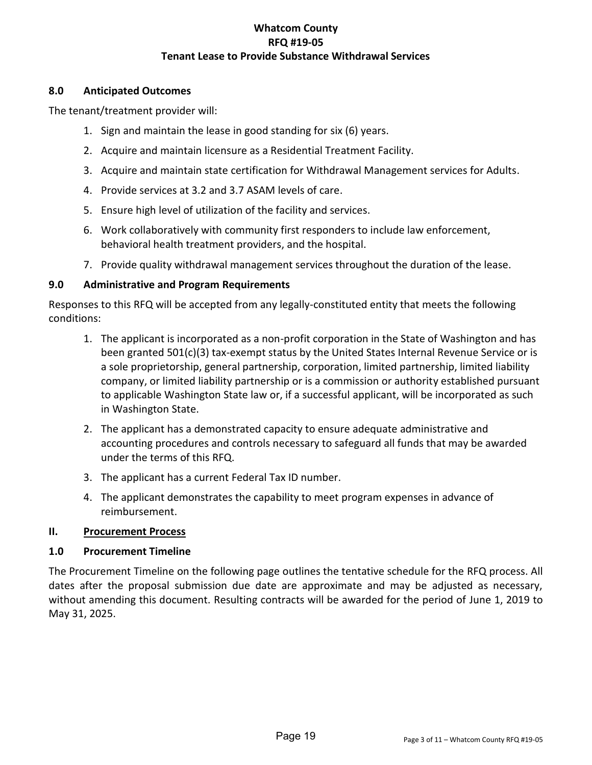### 8.0 Anticipated Outcomes

The tenant/treatment provider will:

1. Sign and maintain the lease in good standing for six (6) years.
2. Acquire and maintain licensure as a Residential Treatment Facility.
3. Acquire and maintain state certification for Withdrawal Management services for Adults.
4. Provide services at 3.2 and 3.7 ASAM levels of care.
5. Ensure high level of utilization of the facility and services.
6. Work collaboratively with community first responders to include law enforcement, behavioral health treatment providers, and the hospital.
7. Provide quality withdrawal management services throughout the duration of the lease.

### 9.0 Administrative and Program Requirements

Responses to this RFQ will be accepted from any legally-constituted entity that meets the following conditions:

1. The applicant is incorporated as a non-profit corporation in the State of Washington and has been granted 501(c)(3) tax-exempt status by the United States Internal Revenue Service or is a sole proprietorship, general partnership, corporation, limited partnership, limited liability company, or limited liability partnership or is a commission or authority established pursuant to applicable Washington State law or, if a successful applicant, will be incorporated as such in Washington State.
2. The applicant has a demonstrated capacity to ensure adequate administrative and accounting procedures and controls necessary to safeguard all funds that may be awarded under the terms of this RFQ.
3. The applicant has a current Federal Tax ID number.
4. The applicant demonstrates the capability to meet program expenses in advance of reimbursement.

## II. Procurement Process

### 1.0 Procurement Timeline

The Procurement Timeline on the following page outlines the tentative schedule for the RFQ process. All dates after the proposal submission due date are approximate and may be adjusted as necessary, without amending this document. Resulting contracts will be awarded for the period of June 1, 2019 to May 31, 2025.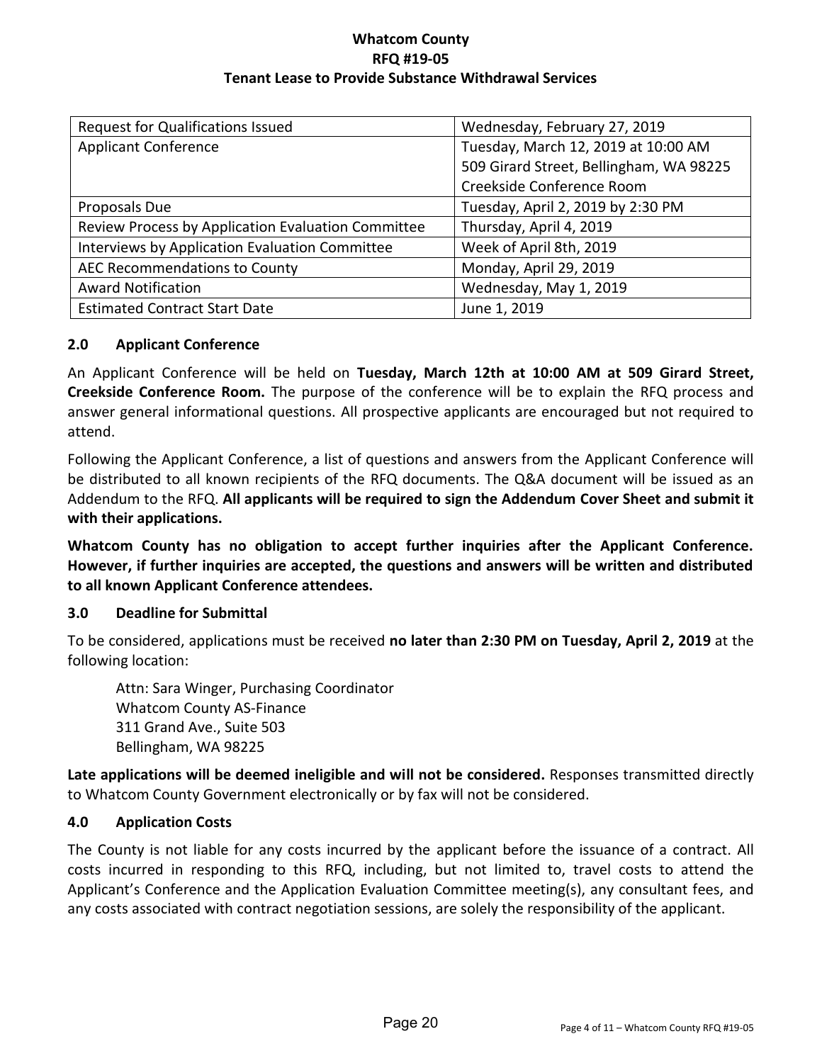| Request for Qualifications Issued | Wednesday, February 27, 2019 |
| --- | --- |
| Applicant Conference | Tuesday, March 12, 2019 at 10:00 AM<br>509 Girard Street, Bellingham, WA 98225<br>Creekside Conference Room |
| Proposals Due | Tuesday, April 2, 2019 by 2:30 PM |
| Review Process by Application Evaluation Committee | Thursday, April 4, 2019 |
| Interviews by Application Evaluation Committee | Week of April 8th, 2019 |
| AEC Recommendations to County | Monday, April 29, 2019 |
| Award Notification | Wednesday, May 1, 2019 |
| Estimated Contract Start Date | June 1, 2019 |

## 2.0 Applicant Conference

An Applicant Conference will be held on **Tuesday, March 12th at 10:00 AM at 509 Girard Street, Creekside Conference Room.** The purpose of the conference will be to explain the RFQ process and answer general informational questions. All prospective applicants are encouraged but not required to attend.

Following the Applicant Conference, a list of questions and answers from the Applicant Conference will be distributed to all known recipients of the RFQ documents. The Q&A document will be issued as an Addendum to the RFQ. **All applicants will be required to sign the Addendum Cover Sheet and submit it with their applications.**

**Whatcom County has no obligation to accept further inquiries after the Applicant Conference. However, if further inquiries are accepted, the questions and answers will be written and distributed to all known Applicant Conference attendees.**

## 3.0 Deadline for Submittal

To be considered, applications must be received **no later than 2:30 PM on Tuesday, April 2, 2019** at the following location:

Attn: Sara Winger, Purchasing Coordinator
Whatcom County AS-Finance
311 Grand Ave., Suite 503
Bellingham, WA 98225

**Late applications will be deemed ineligible and will not be considered.** Responses transmitted directly to Whatcom County Government electronically or by fax will not be considered.

## 4.0 Application Costs

The County is not liable for any costs incurred by the applicant before the issuance of a contract. All costs incurred in responding to this RFQ, including, but not limited to, travel costs to attend the Applicant's Conference and the Application Evaluation Committee meeting(s), any consultant fees, and any costs associated with contract negotiation sessions, are solely the responsibility of the applicant.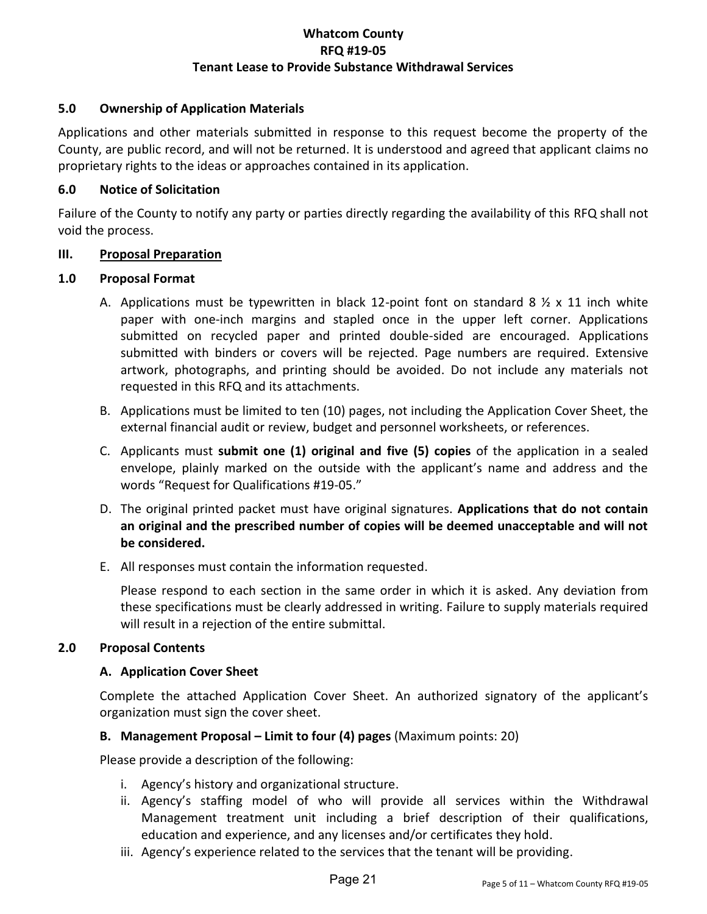### 5.0 Ownership of Application Materials

Applications and other materials submitted in response to this request become the property of the County, are public record, and will not be returned. It is understood and agreed that applicant claims no proprietary rights to the ideas or approaches contained in its application.

### 6.0 Notice of Solicitation

Failure of the County to notify any party or parties directly regarding the availability of this RFQ shall not void the process.

## III. Proposal Preparation

### 1.0 Proposal Format

A. Applications must be typewritten in black 12-point font on standard 8 ½ x 11 inch white paper with one-inch margins and stapled once in the upper left corner. Applications submitted on recycled paper and printed double-sided are encouraged. Applications submitted with binders or covers will be rejected. Page numbers are required. Extensive artwork, photographs, and printing should be avoided. Do not include any materials not requested in this RFQ and its attachments.

B. Applications must be limited to ten (10) pages, not including the Application Cover Sheet, the external financial audit or review, budget and personnel worksheets, or references.

C. Applicants must **submit one (1) original and five (5) copies** of the application in a sealed envelope, plainly marked on the outside with the applicant's name and address and the words "Request for Qualifications #19-05."

D. The original printed packet must have original signatures. **Applications that do not contain an original and the prescribed number of copies will be deemed unacceptable and will not be considered.**

E. All responses must contain the information requested.

   Please respond to each section in the same order in which it is asked. Any deviation from these specifications must be clearly addressed in writing. Failure to supply materials required will result in a rejection of the entire submittal.

### 2.0 Proposal Contents

**A. Application Cover Sheet**

Complete the attached Application Cover Sheet. An authorized signatory of the applicant's organization must sign the cover sheet.

**B. Management Proposal – Limit to four (4) pages** (Maximum points: 20)

Please provide a description of the following:

i. Agency's history and organizational structure.
ii. Agency's staffing model of who will provide all services within the Withdrawal Management treatment unit including a brief description of their qualifications, education and experience, and any licenses and/or certificates they hold.
iii. Agency's experience related to the services that the tenant will be providing.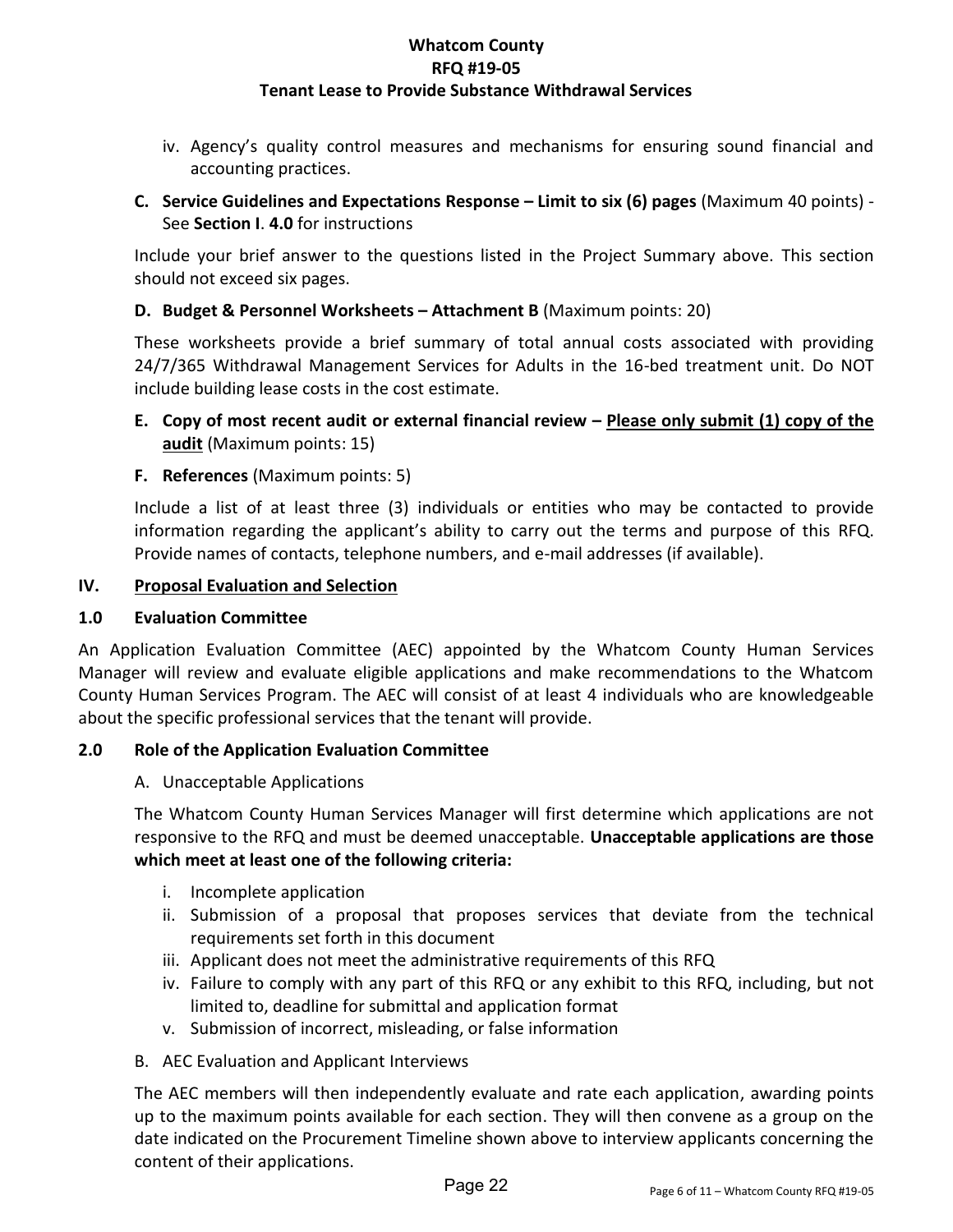iv. Agency's quality control measures and mechanisms for ensuring sound financial and accounting practices.

**C. Service Guidelines and Expectations Response – Limit to six (6) pages** (Maximum 40 points) - See **Section I**. **4.0** for instructions

Include your brief answer to the questions listed in the Project Summary above. This section should not exceed six pages.

**D. Budget & Personnel Worksheets – Attachment B** (Maximum points: 20)

These worksheets provide a brief summary of total annual costs associated with providing 24/7/365 Withdrawal Management Services for Adults in the 16-bed treatment unit. Do NOT include building lease costs in the cost estimate.

**E. Copy of most recent audit or external financial review – <u>Please only submit (1) copy of the audit</u>** (Maximum points: 15)

**F. References** (Maximum points: 5)

Include a list of at least three (3) individuals or entities who may be contacted to provide information regarding the applicant's ability to carry out the terms and purpose of this RFQ. Provide names of contacts, telephone numbers, and e-mail addresses (if available).

## IV. <u>Proposal Evaluation and Selection</u>

### 1.0 Evaluation Committee

An Application Evaluation Committee (AEC) appointed by the Whatcom County Human Services Manager will review and evaluate eligible applications and make recommendations to the Whatcom County Human Services Program. The AEC will consist of at least 4 individuals who are knowledgeable about the specific professional services that the tenant will provide.

### 2.0 Role of the Application Evaluation Committee

A. Unacceptable Applications

The Whatcom County Human Services Manager will first determine which applications are not responsive to the RFQ and must be deemed unacceptable. **Unacceptable applications are those which meet at least one of the following criteria:**

i. Incomplete application
ii. Submission of a proposal that proposes services that deviate from the technical requirements set forth in this document
iii. Applicant does not meet the administrative requirements of this RFQ
iv. Failure to comply with any part of this RFQ or any exhibit to this RFQ, including, but not limited to, deadline for submittal and application format
v. Submission of incorrect, misleading, or false information

B. AEC Evaluation and Applicant Interviews

The AEC members will then independently evaluate and rate each application, awarding points up to the maximum points available for each section. They will then convene as a group on the date indicated on the Procurement Timeline shown above to interview applicants concerning the content of their applications.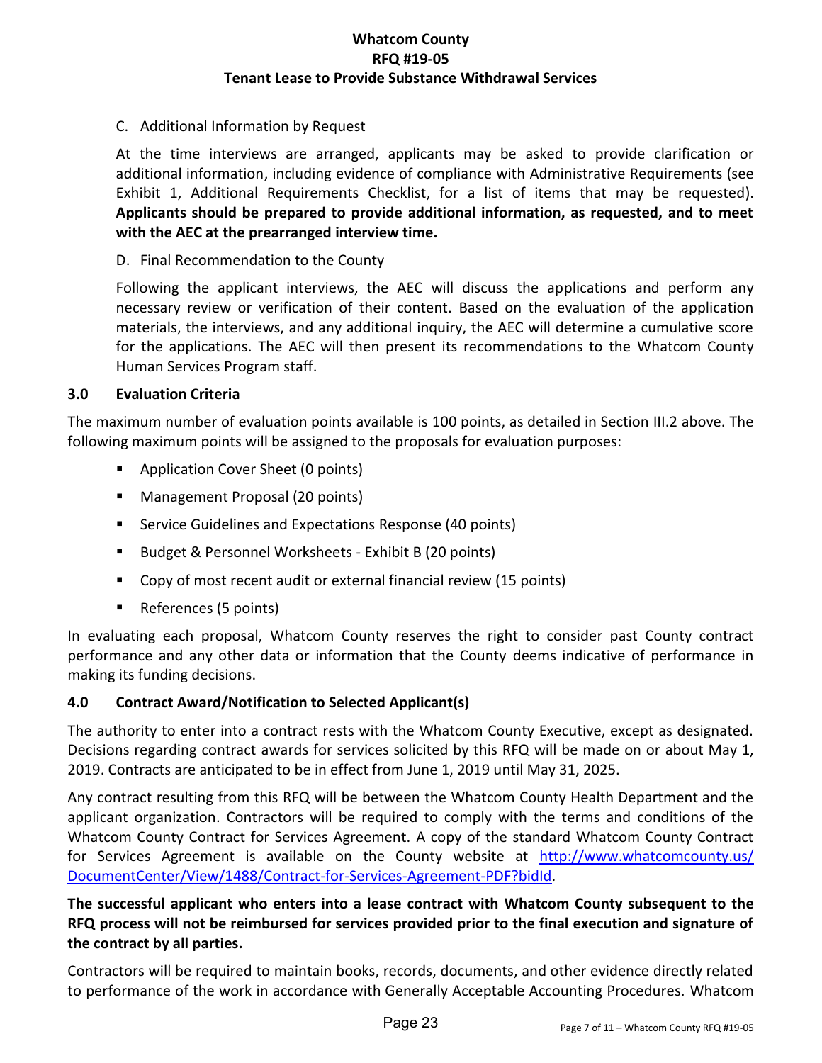C. Additional Information by Request

At the time interviews are arranged, applicants may be asked to provide clarification or additional information, including evidence of compliance with Administrative Requirements (see Exhibit 1, Additional Requirements Checklist, for a list of items that may be requested). **Applicants should be prepared to provide additional information, as requested, and to meet with the AEC at the prearranged interview time.**

D. Final Recommendation to the County

Following the applicant interviews, the AEC will discuss the applications and perform any necessary review or verification of their content. Based on the evaluation of the application materials, the interviews, and any additional inquiry, the AEC will determine a cumulative score for the applications. The AEC will then present its recommendations to the Whatcom County Human Services Program staff.

### 3.0 Evaluation Criteria

The maximum number of evaluation points available is 100 points, as detailed in Section III.2 above. The following maximum points will be assigned to the proposals for evaluation purposes:

- Application Cover Sheet (0 points)
- Management Proposal (20 points)
- Service Guidelines and Expectations Response (40 points)
- Budget & Personnel Worksheets - Exhibit B (20 points)
- Copy of most recent audit or external financial review (15 points)
- References (5 points)

In evaluating each proposal, Whatcom County reserves the right to consider past County contract performance and any other data or information that the County deems indicative of performance in making its funding decisions.

### 4.0 Contract Award/Notification to Selected Applicant(s)

The authority to enter into a contract rests with the Whatcom County Executive, except as designated. Decisions regarding contract awards for services solicited by this RFQ will be made on or about May 1, 2019. Contracts are anticipated to be in effect from June 1, 2019 until May 31, 2025.

Any contract resulting from this RFQ will be between the Whatcom County Health Department and the applicant organization. Contractors will be required to comply with the terms and conditions of the Whatcom County Contract for Services Agreement. A copy of the standard Whatcom County Contract for Services Agreement is available on the County website at http://www.whatcomcounty.us/DocumentCenter/View/1488/Contract-for-Services-Agreement-PDF?bidId.

**The successful applicant who enters into a lease contract with Whatcom County subsequent to the RFQ process will not be reimbursed for services provided prior to the final execution and signature of the contract by all parties.**

Contractors will be required to maintain books, records, documents, and other evidence directly related to performance of the work in accordance with Generally Acceptable Accounting Procedures. Whatcom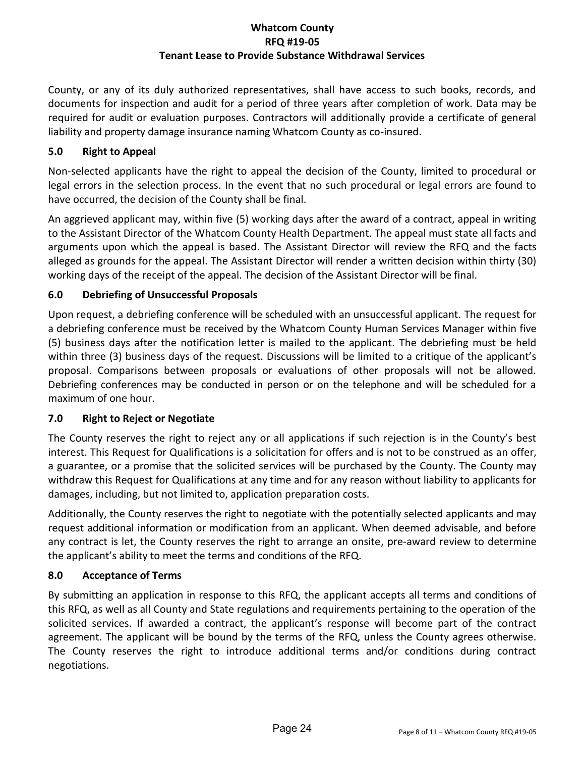County, or any of its duly authorized representatives, shall have access to such books, records, and documents for inspection and audit for a period of three years after completion of work. Data may be required for audit or evaluation purposes. Contractors will additionally provide a certificate of general liability and property damage insurance naming Whatcom County as co-insured.

### 5.0 Right to Appeal

Non-selected applicants have the right to appeal the decision of the County, limited to procedural or legal errors in the selection process. In the event that no such procedural or legal errors are found to have occurred, the decision of the County shall be final.

An aggrieved applicant may, within five (5) working days after the award of a contract, appeal in writing to the Assistant Director of the Whatcom County Health Department. The appeal must state all facts and arguments upon which the appeal is based. The Assistant Director will review the RFQ and the facts alleged as grounds for the appeal. The Assistant Director will render a written decision within thirty (30) working days of the receipt of the appeal. The decision of the Assistant Director will be final.

### 6.0 Debriefing of Unsuccessful Proposals

Upon request, a debriefing conference will be scheduled with an unsuccessful applicant. The request for a debriefing conference must be received by the Whatcom County Human Services Manager within five (5) business days after the notification letter is mailed to the applicant. The debriefing must be held within three (3) business days of the request. Discussions will be limited to a critique of the applicant's proposal. Comparisons between proposals or evaluations of other proposals will not be allowed. Debriefing conferences may be conducted in person or on the telephone and will be scheduled for a maximum of one hour.

### 7.0 Right to Reject or Negotiate

The County reserves the right to reject any or all applications if such rejection is in the County's best interest. This Request for Qualifications is a solicitation for offers and is not to be construed as an offer, a guarantee, or a promise that the solicited services will be purchased by the County. The County may withdraw this Request for Qualifications at any time and for any reason without liability to applicants for damages, including, but not limited to, application preparation costs.

Additionally, the County reserves the right to negotiate with the potentially selected applicants and may request additional information or modification from an applicant. When deemed advisable, and before any contract is let, the County reserves the right to arrange an onsite, pre-award review to determine the applicant's ability to meet the terms and conditions of the RFQ.

### 8.0 Acceptance of Terms

By submitting an application in response to this RFQ, the applicant accepts all terms and conditions of this RFQ, as well as all County and State regulations and requirements pertaining to the operation of the solicited services. If awarded a contract, the applicant's response will become part of the contract agreement. The applicant will be bound by the terms of the RFQ, unless the County agrees otherwise. The County reserves the right to introduce additional terms and/or conditions during contract negotiations.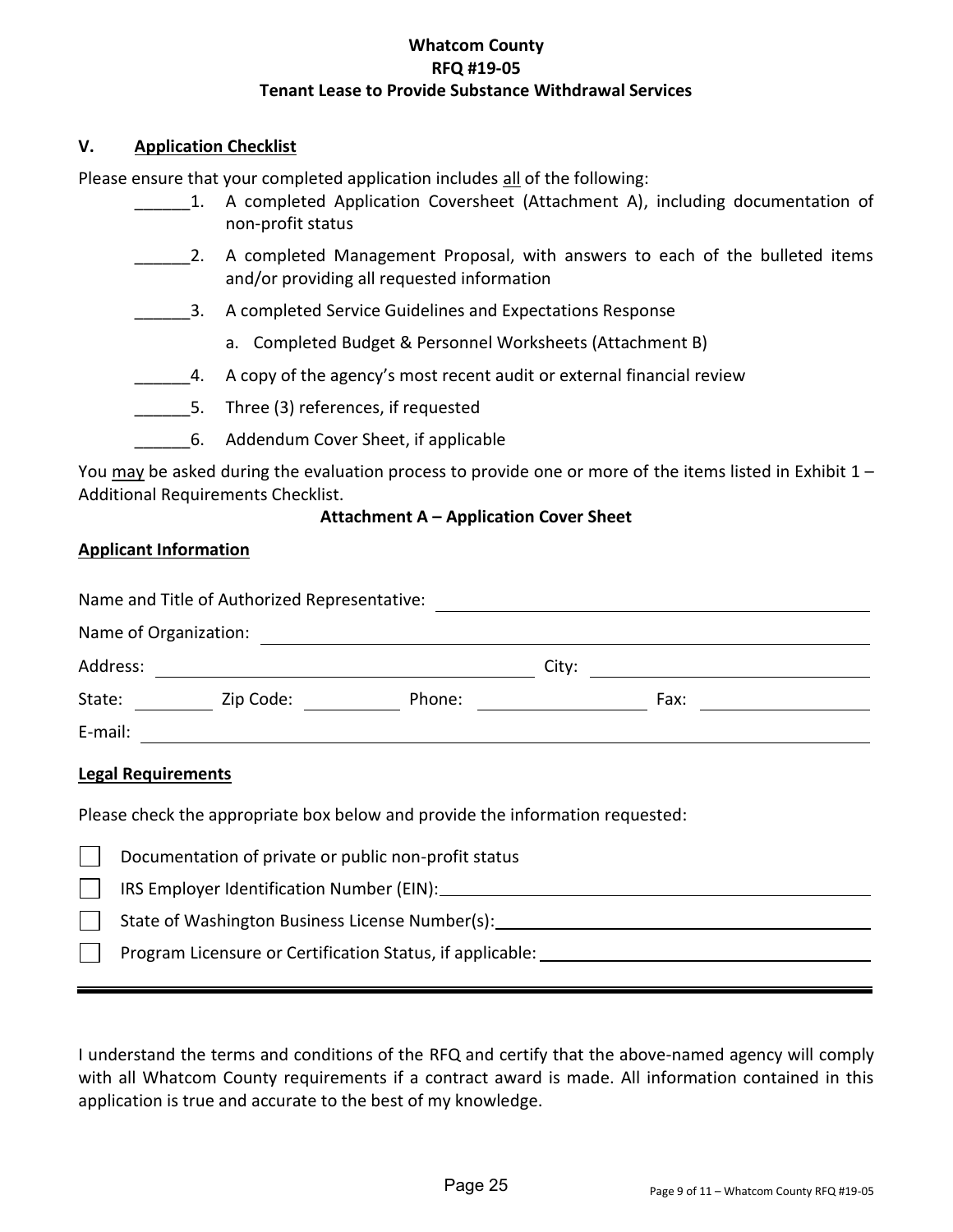**Whatcom County**
**RFQ #19-05**
**Tenant Lease to Provide Substance Withdrawal Services**

## V. Application Checklist

Please ensure that your completed application includes all of the following:

______1. A completed Application Coversheet (Attachment A), including documentation of non-profit status

______2. A completed Management Proposal, with answers to each of the bulleted items and/or providing all requested information

______3. A completed Service Guidelines and Expectations Response

a. Completed Budget & Personnel Worksheets (Attachment B)

______4. A copy of the agency's most recent audit or external financial review

______5. Three (3) references, if requested

______6. Addendum Cover Sheet, if applicable

You may be asked during the evaluation process to provide one or more of the items listed in Exhibit 1 – Additional Requirements Checklist.

**Attachment A – Application Cover Sheet**

**Applicant Information**

Name and Title of Authorized Representative: ____________________

Name of Organization: ____________________

Address: ____________________ City: ____________________

State: ________ Zip Code: ________ Phone: ____________ Fax: ____________

E-mail: ____________________

**Legal Requirements**

Please check the appropriate box below and provide the information requested:

- ☐ Documentation of private or public non-profit status
- ☐ IRS Employer Identification Number (EIN): ____________________
- ☐ State of Washington Business License Number(s): ____________________
- ☐ Program Licensure or Certification Status, if applicable: ____________________

---

I understand the terms and conditions of the RFQ and certify that the above-named agency will comply with all Whatcom County requirements if a contract award is made. All information contained in this application is true and accurate to the best of my knowledge.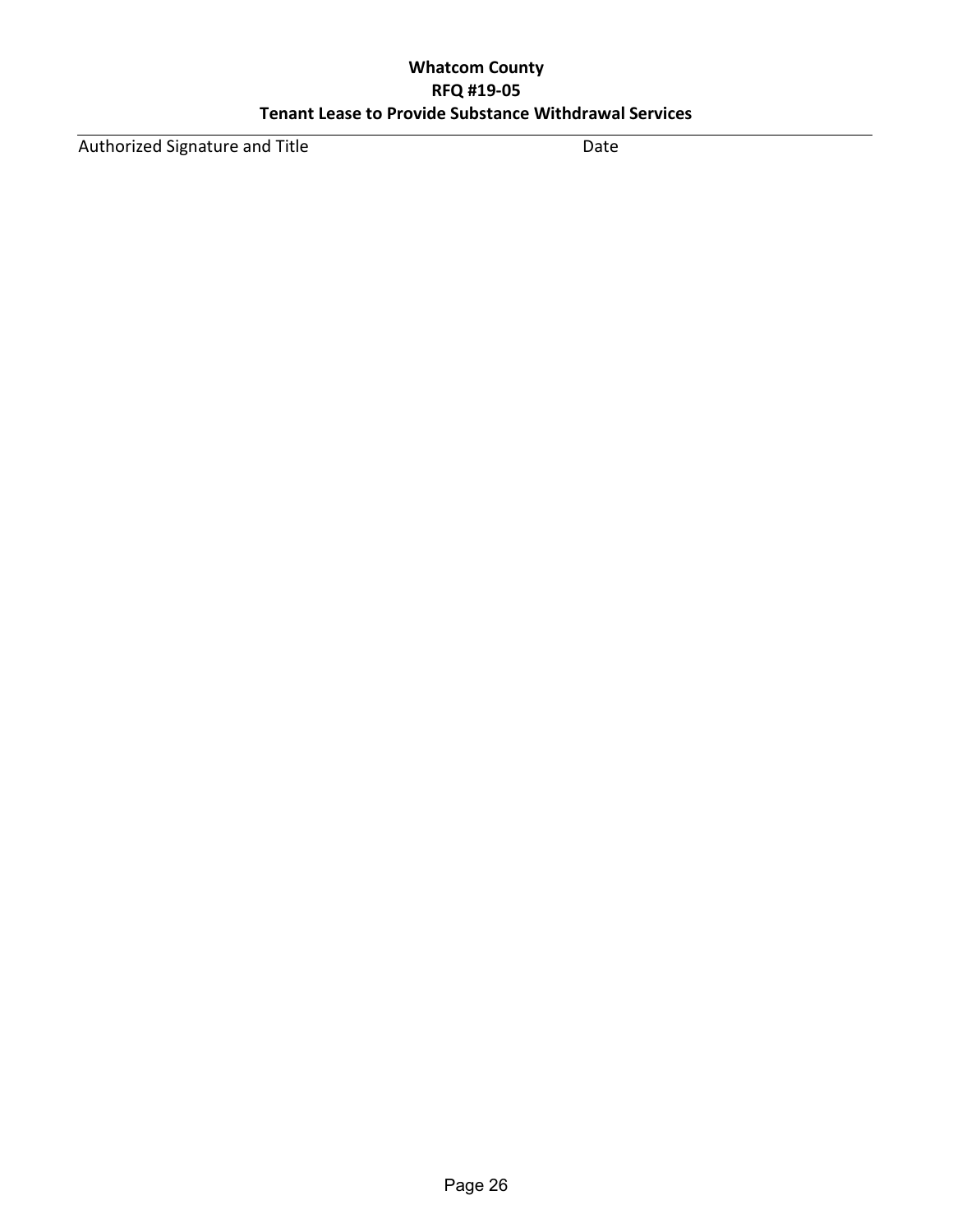Authorized Signature and Title                                        Date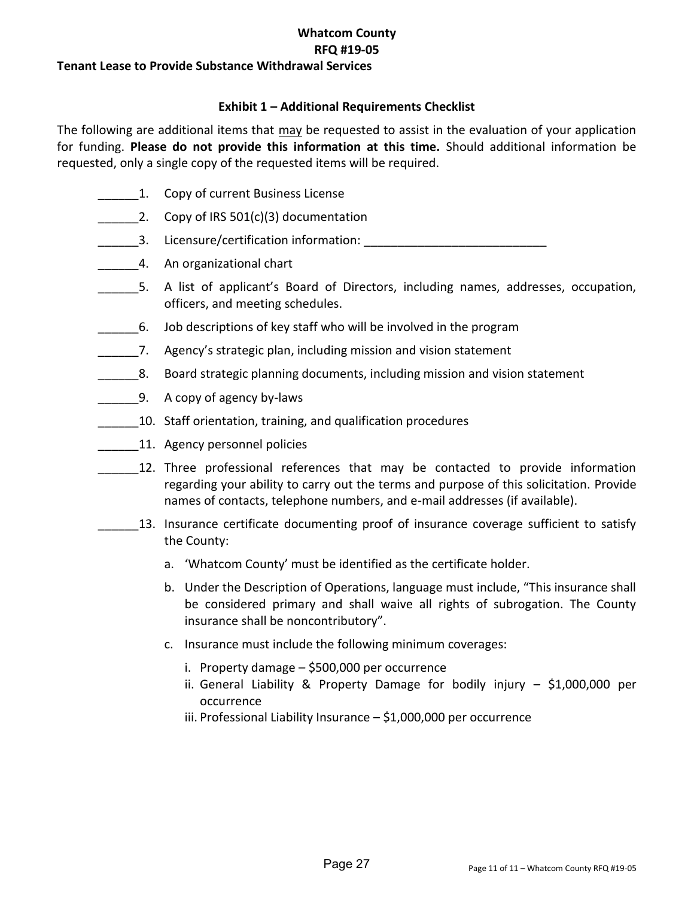**Whatcom County**
**RFQ #19-05**
**Tenant Lease to Provide Substance Withdrawal Services**

### Exhibit 1 – Additional Requirements Checklist

The following are additional items that <u>may</u> be requested to assist in the evaluation of your application for funding. **Please do not provide this information at this time.** Should additional information be requested, only a single copy of the requested items will be required.

______1. Copy of current Business License

______2. Copy of IRS 501(c)(3) documentation

______3. Licensure/certification information: ___________________________

______4. An organizational chart

______5. A list of applicant's Board of Directors, including names, addresses, occupation, officers, and meeting schedules.

______6. Job descriptions of key staff who will be involved in the program

______7. Agency's strategic plan, including mission and vision statement

______8. Board strategic planning documents, including mission and vision statement

______9. A copy of agency by-laws

______10. Staff orientation, training, and qualification procedures

______11. Agency personnel policies

______12. Three professional references that may be contacted to provide information regarding your ability to carry out the terms and purpose of this solicitation. Provide names of contacts, telephone numbers, and e-mail addresses (if available).

______13. Insurance certificate documenting proof of insurance coverage sufficient to satisfy the County:

   a. 'Whatcom County' must be identified as the certificate holder.

   b. Under the Description of Operations, language must include, "This insurance shall be considered primary and shall waive all rights of subrogation. The County insurance shall be noncontributory".

   c. Insurance must include the following minimum coverages:

      i. Property damage – $500,000 per occurrence
      ii. General Liability & Property Damage for bodily injury – $1,000,000 per occurrence
      iii. Professional Liability Insurance – $1,000,000 per occurrence